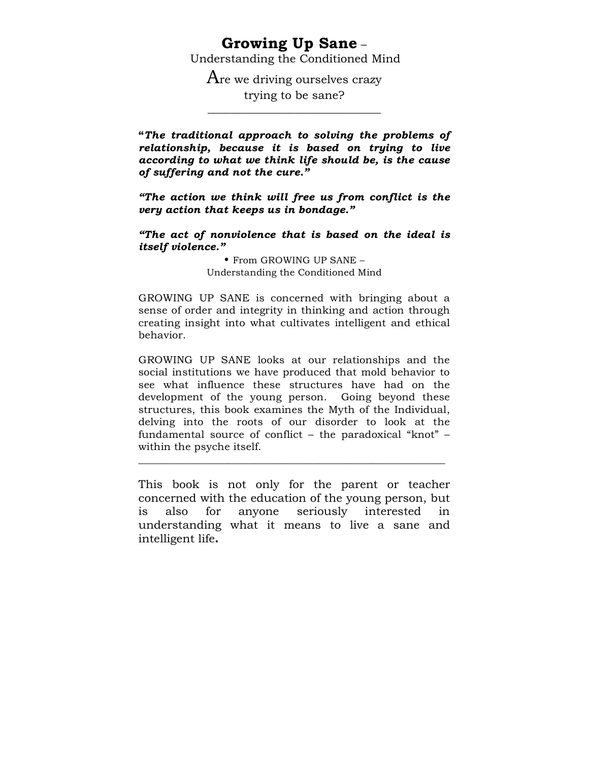# Growing Up Sane –

Understanding the Conditioned Mind

Are we driving ourselves crazy trying to be sane?

---

***"The traditional approach to solving the problems of relationship, because it is based on trying to live according to what we think life should be, is the cause of suffering and not the cure."***

***"The action we think will free us from conflict is the very action that keeps us in bondage."***

***"The act of nonviolence that is based on the ideal is itself violence."***

• From GROWING UP SANE – Understanding the Conditioned Mind

GROWING UP SANE is concerned with bringing about a sense of order and integrity in thinking and action through creating insight into what cultivates intelligent and ethical behavior.

GROWING UP SANE looks at our relationships and the social institutions we have produced that mold behavior to see what influence these structures have had on the development of the young person. Going beyond these structures, this book examines the Myth of the Individual, delving into the roots of our disorder to look at the fundamental source of conflict – the paradoxical "knot" – within the psyche itself.

---

This book is not only for the parent or teacher concerned with the education of the young person, but is also for anyone seriously interested in understanding what it means to live a sane and intelligent life**.**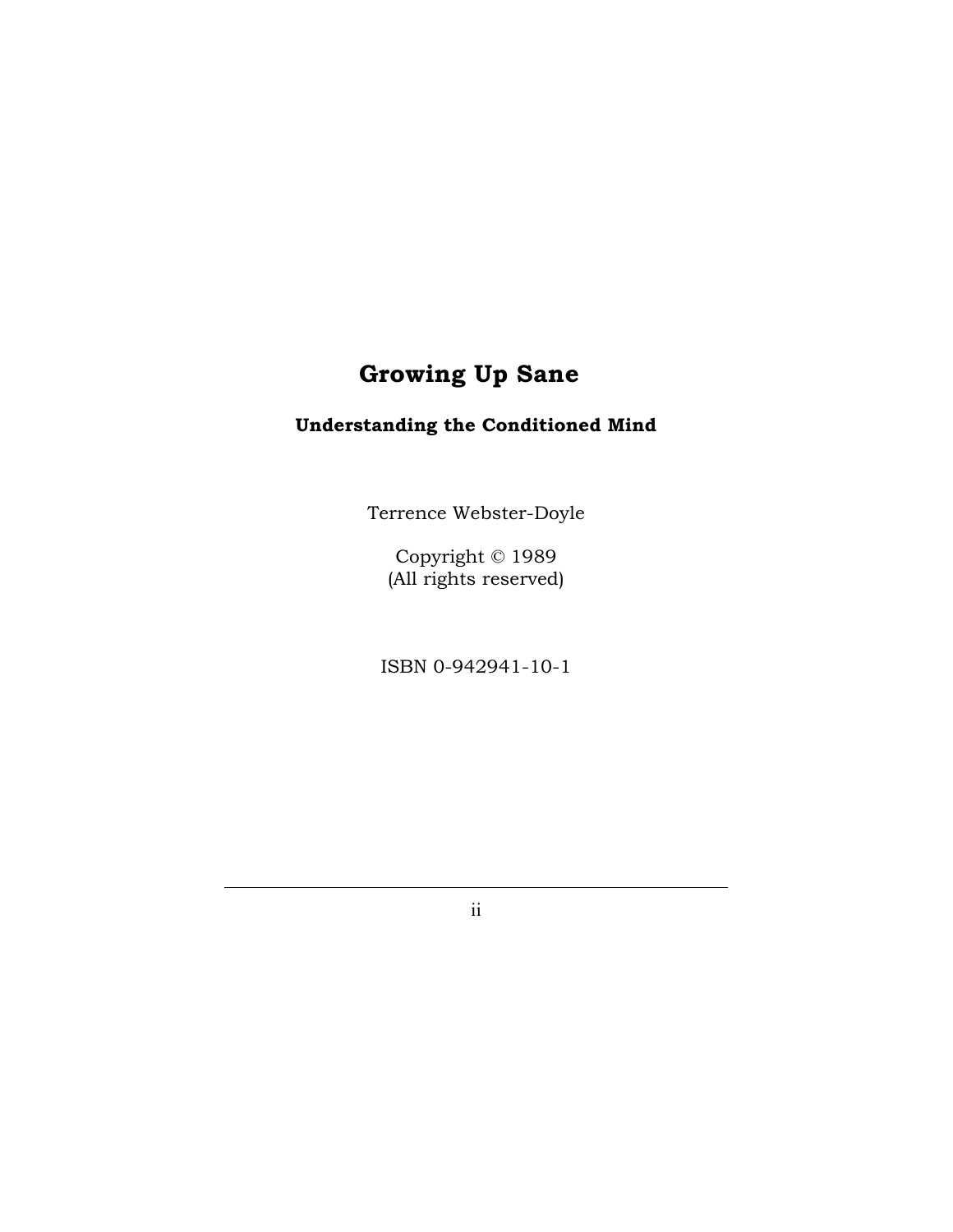# Growing Up Sane

### Understanding the Conditioned Mind

Terrence Webster-Doyle

Copyright © 1989
(All rights reserved)

ISBN 0-942941-10-1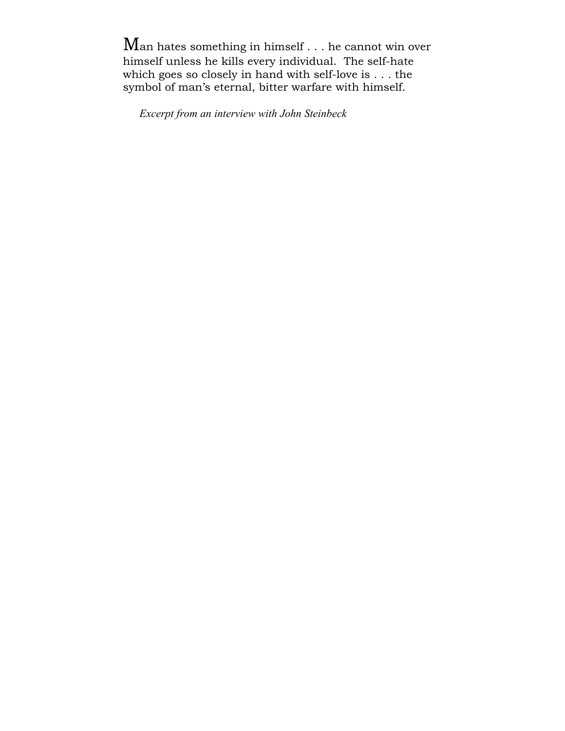Man hates something in himself . . . he cannot win over himself unless he kills every individual. The self-hate which goes so closely in hand with self-love is . . . the symbol of man's eternal, bitter warfare with himself.

*Excerpt from an interview with John Steinbeck*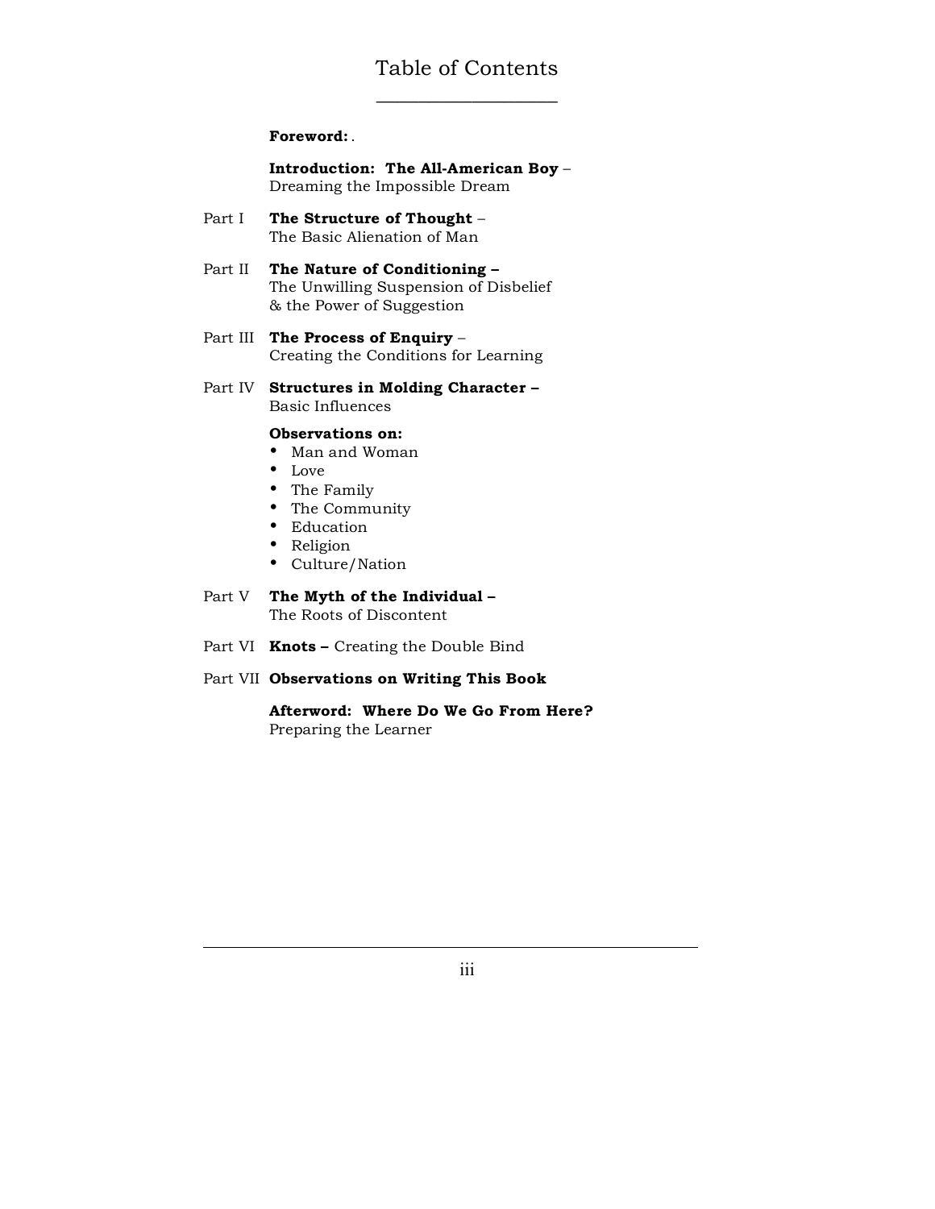# Table of Contents

**Foreword:** .

**Introduction: The All-American Boy** – Dreaming the Impossible Dream

Part I **The Structure of Thought** – The Basic Alienation of Man

Part II **The Nature of Conditioning –** The Unwilling Suspension of Disbelief & the Power of Suggestion

Part III **The Process of Enquiry** – Creating the Conditions for Learning

Part IV **Structures in Molding Character –** Basic Influences

**Observations on:**

- Man and Woman
- Love
- The Family
- The Community
- Education
- Religion
- Culture/Nation

Part V **The Myth of the Individual –** The Roots of Discontent

Part VI **Knots –** Creating the Double Bind

Part VII **Observations on Writing This Book**

**Afterword: Where Do We Go From Here?** Preparing the Learner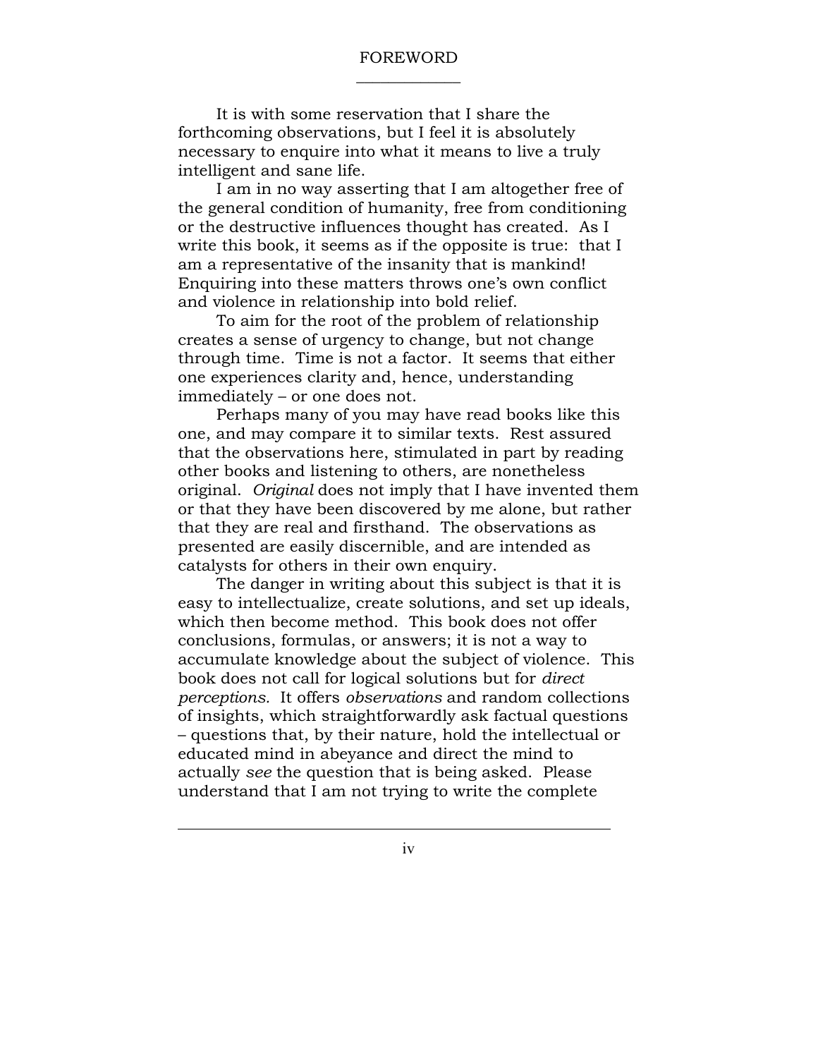# FOREWORD

It is with some reservation that I share the forthcoming observations, but I feel it is absolutely necessary to enquire into what it means to live a truly intelligent and sane life.

I am in no way asserting that I am altogether free of the general condition of humanity, free from conditioning or the destructive influences thought has created. As I write this book, it seems as if the opposite is true: that I am a representative of the insanity that is mankind! Enquiring into these matters throws one's own conflict and violence in relationship into bold relief.

To aim for the root of the problem of relationship creates a sense of urgency to change, but not change through time. Time is not a factor. It seems that either one experiences clarity and, hence, understanding immediately – or one does not.

Perhaps many of you may have read books like this one, and may compare it to similar texts. Rest assured that the observations here, stimulated in part by reading other books and listening to others, are nonetheless original. *Original* does not imply that I have invented them or that they have been discovered by me alone, but rather that they are real and firsthand. The observations as presented are easily discernible, and are intended as catalysts for others in their own enquiry.

The danger in writing about this subject is that it is easy to intellectualize, create solutions, and set up ideals, which then become method. This book does not offer conclusions, formulas, or answers; it is not a way to accumulate knowledge about the subject of violence. This book does not call for logical solutions but for *direct perceptions.* It offers *observations* and random collections of insights, which straightforwardly ask factual questions – questions that, by their nature, hold the intellectual or educated mind in abeyance and direct the mind to actually *see* the question that is being asked. Please understand that I am not trying to write the complete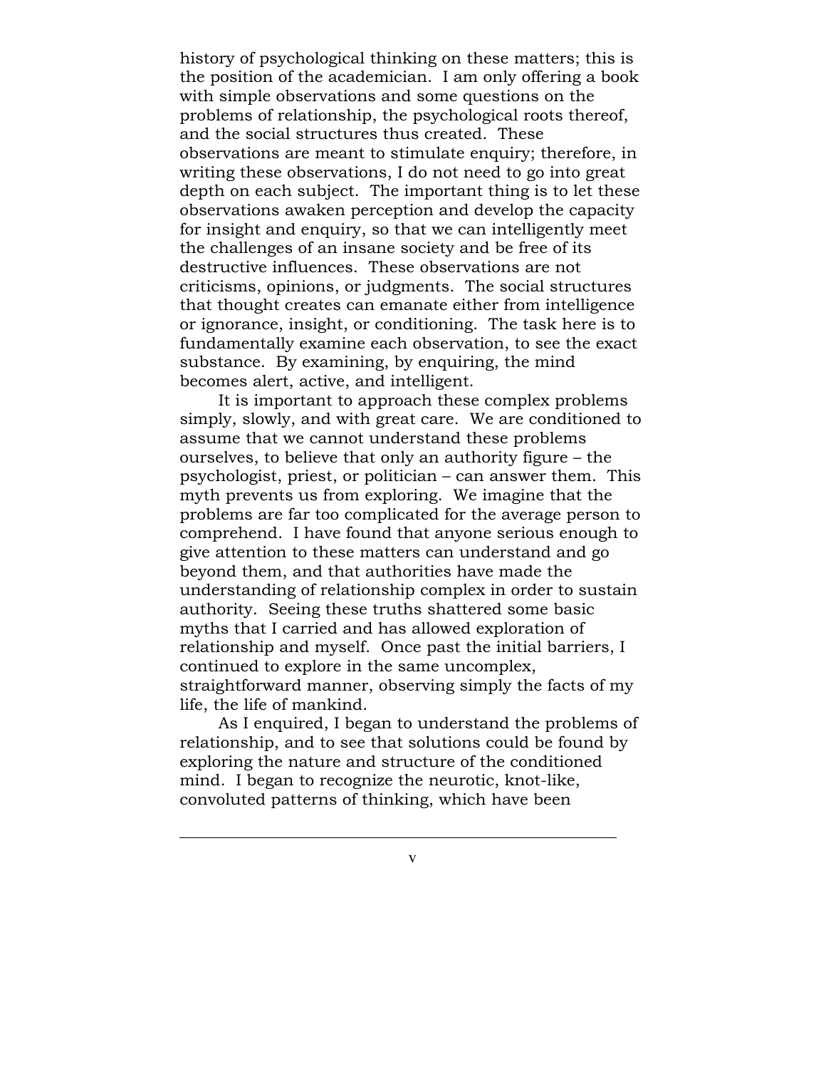history of psychological thinking on these matters; this is the position of the academician. I am only offering a book with simple observations and some questions on the problems of relationship, the psychological roots thereof, and the social structures thus created. These observations are meant to stimulate enquiry; therefore, in writing these observations, I do not need to go into great depth on each subject. The important thing is to let these observations awaken perception and develop the capacity for insight and enquiry, so that we can intelligently meet the challenges of an insane society and be free of its destructive influences. These observations are not criticisms, opinions, or judgments. The social structures that thought creates can emanate either from intelligence or ignorance, insight, or conditioning. The task here is to fundamentally examine each observation, to see the exact substance. By examining, by enquiring, the mind becomes alert, active, and intelligent.

It is important to approach these complex problems simply, slowly, and with great care. We are conditioned to assume that we cannot understand these problems ourselves, to believe that only an authority figure – the psychologist, priest, or politician – can answer them. This myth prevents us from exploring. We imagine that the problems are far too complicated for the average person to comprehend. I have found that anyone serious enough to give attention to these matters can understand and go beyond them, and that authorities have made the understanding of relationship complex in order to sustain authority. Seeing these truths shattered some basic myths that I carried and has allowed exploration of relationship and myself. Once past the initial barriers, I continued to explore in the same uncomplex, straightforward manner, observing simply the facts of my life, the life of mankind.

As I enquired, I began to understand the problems of relationship, and to see that solutions could be found by exploring the nature and structure of the conditioned mind. I began to recognize the neurotic, knot-like, convoluted patterns of thinking, which have been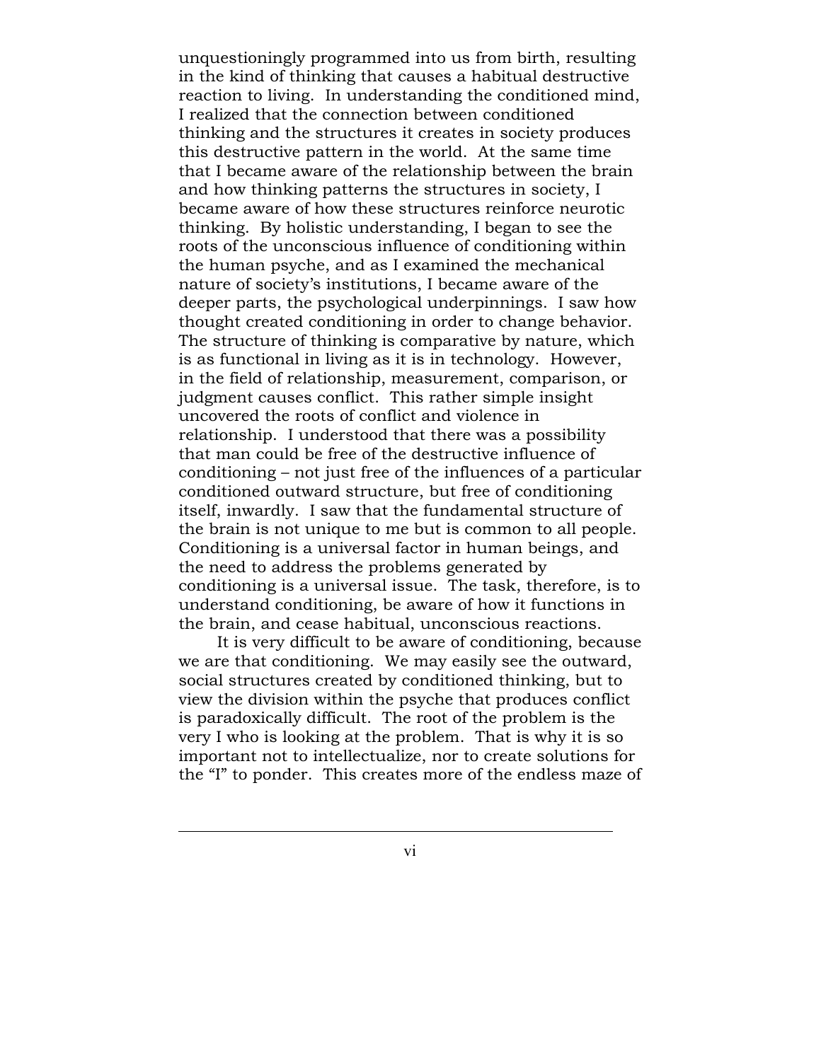unquestioningly programmed into us from birth, resulting in the kind of thinking that causes a habitual destructive reaction to living. In understanding the conditioned mind, I realized that the connection between conditioned thinking and the structures it creates in society produces this destructive pattern in the world. At the same time that I became aware of the relationship between the brain and how thinking patterns the structures in society, I became aware of how these structures reinforce neurotic thinking. By holistic understanding, I began to see the roots of the unconscious influence of conditioning within the human psyche, and as I examined the mechanical nature of society's institutions, I became aware of the deeper parts, the psychological underpinnings. I saw how thought created conditioning in order to change behavior. The structure of thinking is comparative by nature, which is as functional in living as it is in technology. However, in the field of relationship, measurement, comparison, or judgment causes conflict. This rather simple insight uncovered the roots of conflict and violence in relationship. I understood that there was a possibility that man could be free of the destructive influence of conditioning – not just free of the influences of a particular conditioned outward structure, but free of conditioning itself, inwardly. I saw that the fundamental structure of the brain is not unique to me but is common to all people. Conditioning is a universal factor in human beings, and the need to address the problems generated by conditioning is a universal issue. The task, therefore, is to understand conditioning, be aware of how it functions in the brain, and cease habitual, unconscious reactions.

It is very difficult to be aware of conditioning, because we are that conditioning. We may easily see the outward, social structures created by conditioned thinking, but to view the division within the psyche that produces conflict is paradoxically difficult. The root of the problem is the very I who is looking at the problem. That is why it is so important not to intellectualize, nor to create solutions for the "I" to ponder. This creates more of the endless maze of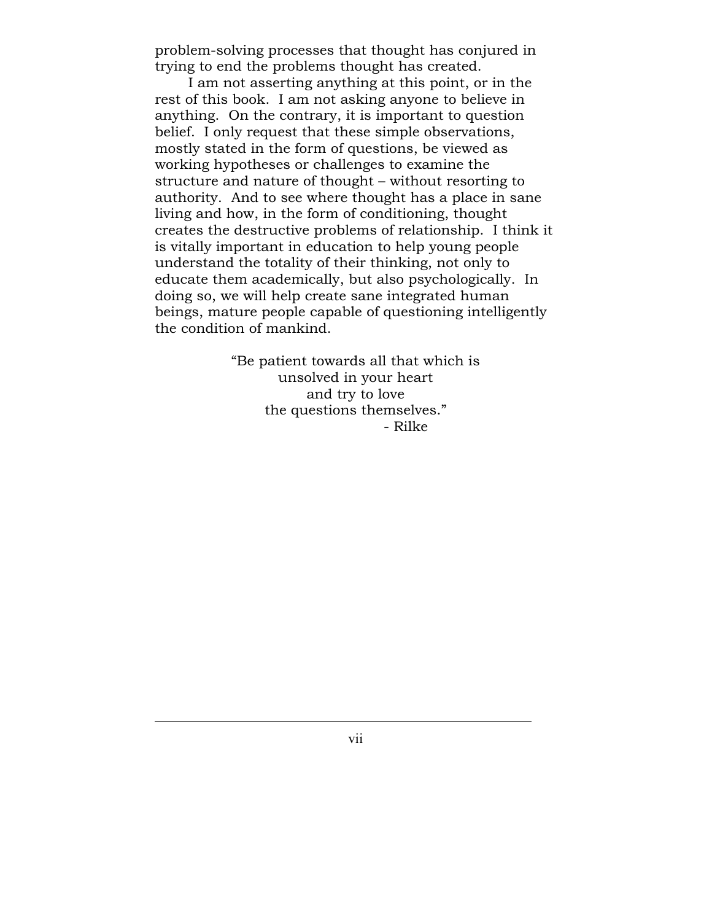problem-solving processes that thought has conjured in trying to end the problems thought has created.

I am not asserting anything at this point, or in the rest of this book. I am not asking anyone to believe in anything. On the contrary, it is important to question belief. I only request that these simple observations, mostly stated in the form of questions, be viewed as working hypotheses or challenges to examine the structure and nature of thought – without resorting to authority. And to see where thought has a place in sane living and how, in the form of conditioning, thought creates the destructive problems of relationship. I think it is vitally important in education to help young people understand the totality of their thinking, not only to educate them academically, but also psychologically. In doing so, we will help create sane integrated human beings, mature people capable of questioning intelligently the condition of mankind.

> "Be patient towards all that which is
> unsolved in your heart
> and try to love
> the questions themselves."
> - Rilke